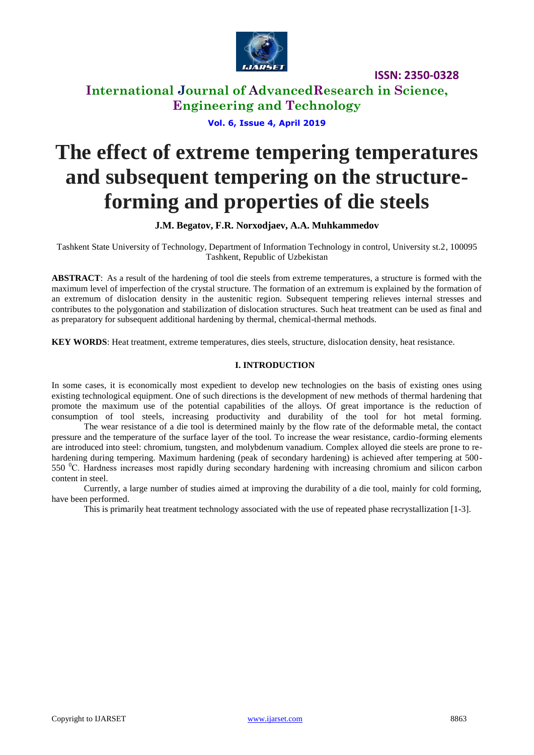# The effect of extreme tempering temperatures and subsequent tempering on the structure-forming and properties of die steels

**J.M. Begatov, F.R. Norxodjaev, A.A. Muhkammedov**

Tashkent State University of Technology, Department of Information Technology in control, University st.2, 100095 Tashkent, Republic of Uzbekistan

**ABSTRACT**: As a result of the hardening of tool die steels from extreme temperatures, a structure is formed with the maximum level of imperfection of the crystal structure. The formation of an extremum is explained by the formation of an extremum of dislocation density in the austenitic region. Subsequent tempering relieves internal stresses and contributes to the polygonation and stabilization of dislocation structures. Such heat treatment can be used as final and as preparatory for subsequent additional hardening by thermal, chemical-thermal methods.

**KEY WORDS**: Heat treatment, extreme temperatures, dies steels, structure, dislocation density, heat resistance.

## I. INTRODUCTION

In some cases, it is economically most expedient to develop new technologies on the basis of existing ones using existing technological equipment. One of such directions is the development of new methods of thermal hardening that promote the maximum use of the potential capabilities of the alloys. Of great importance is the reduction of consumption of tool steels, increasing productivity and durability of the tool for hot metal forming.

The wear resistance of a die tool is determined mainly by the flow rate of the deformable metal, the contact pressure and the temperature of the surface layer of the tool. To increase the wear resistance, cardio-forming elements are introduced into steel: chromium, tungsten, and molybdenum vanadium. Complex alloyed die steels are prone to re-hardening during tempering. Maximum hardening (peak of secondary hardening) is achieved after tempering at 500-550 $^{0}$C. Hardness increases most rapidly during secondary hardening with increasing chromium and silicon carbon content in steel.

Currently, a large number of studies aimed at improving the durability of a die tool, mainly for cold forming, have been performed.

This is primarily heat treatment technology associated with the use of repeated phase recrystallization [1-3].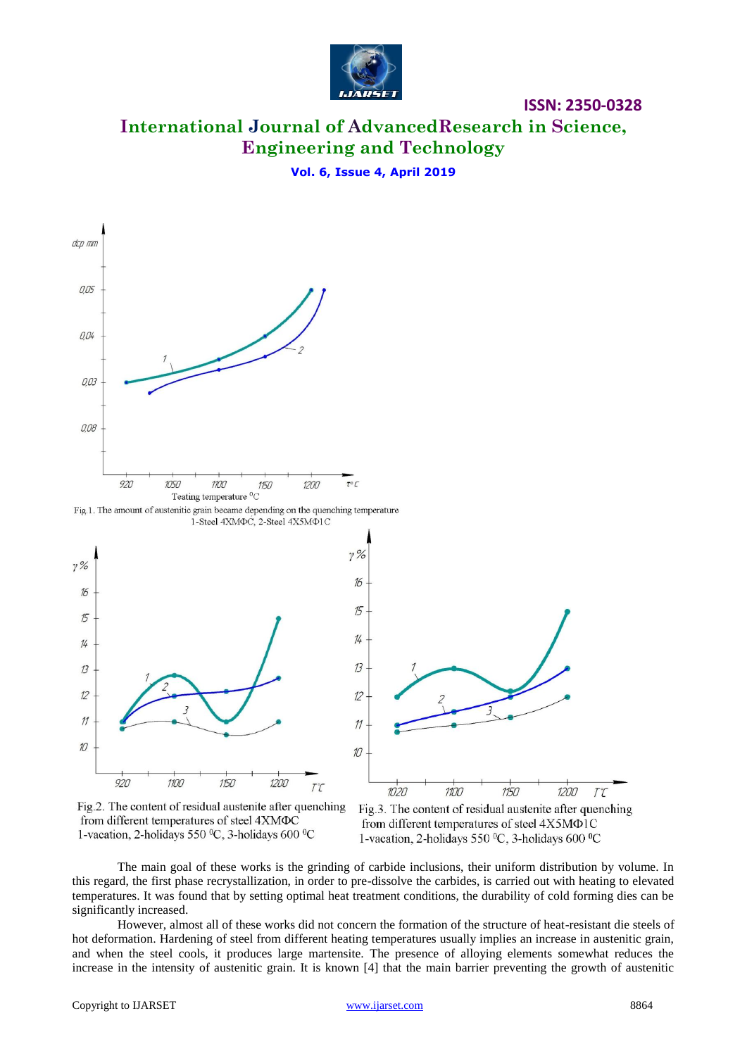Fig.1. The amount of austenitic grain became depending on the quenching temperature
1-Steel 4XMФC, 2-Steel 4X5MФ1C

Fig.2. The content of residual austenite after quenching from different temperatures of steel 4XMФC
1-vacation, 2-holidays 550 $^0$C, 3-holidays 600 $^0$C

Fig.3. The content of residual austenite after quenching from different temperatures of steel 4X5MФ1C
1-vacation, 2-holidays 550 $^0$C, 3-holidays 600 $^0$C

The main goal of these works is the grinding of carbide inclusions, their uniform distribution by volume. In this regard, the first phase recrystallization, in order to pre-dissolve the carbides, is carried out with heating to elevated temperatures. It was found that by setting optimal heat treatment conditions, the durability of cold forming dies can be significantly increased.

However, almost all of these works did not concern the formation of the structure of heat-resistant die steels of hot deformation. Hardening of steel from different heating temperatures usually implies an increase in austenitic grain, and when the steel cools, it produces large martensite. The presence of alloying elements somewhat reduces the increase in the intensity of austenitic grain. It is known [4] that the main barrier preventing the growth of austenitic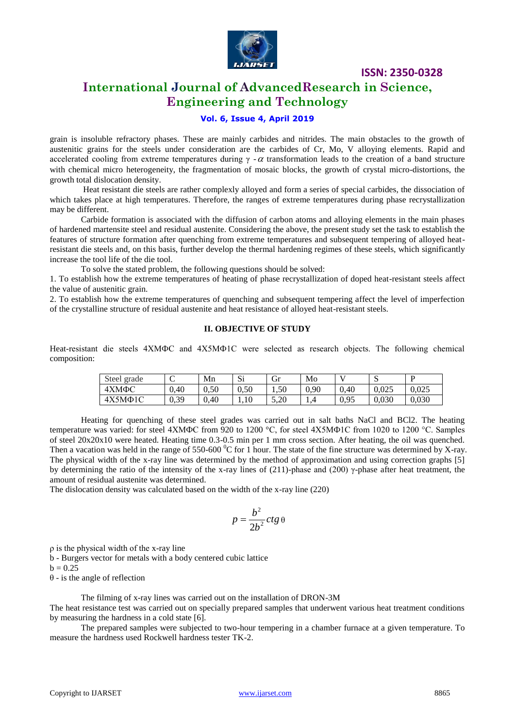grain is insoluble refractory phases. These are mainly carbides and nitrides. The main obstacles to the growth of austenitic grains for the steels under consideration are the carbides of Cr, Mo, V alloying elements. Rapid and accelerated cooling from extreme temperatures during $\gamma$ - $\alpha$ transformation leads to the creation of a band structure with chemical micro heterogeneity, the fragmentation of mosaic blocks, the growth of crystal micro-distortions, the growth total dislocation density.

Heat resistant die steels are rather complexly alloyed and form a series of special carbides, the dissociation of which takes place at high temperatures. Therefore, the ranges of extreme temperatures during phase recrystallization may be different.

Carbide formation is associated with the diffusion of carbon atoms and alloying elements in the main phases of hardened martensite steel and residual austenite. Considering the above, the present study set the task to establish the features of structure formation after quenching from extreme temperatures and subsequent tempering of alloyed heat-resistant die steels and, on this basis, further develop the thermal hardening regimes of these steels, which significantly increase the tool life of the die tool.

To solve the stated problem, the following questions should be solved:

1. To establish how the extreme temperatures of heating of phase recrystallization of doped heat-resistant steels affect the value of austenitic grain.
2. To establish how the extreme temperatures of quenching and subsequent tempering affect the level of imperfection of the crystalline structure of residual austenite and heat resistance of alloyed heat-resistant steels.

## II. OBJECTIVE OF STUDY

Heat-resistant die steels 4XMΦC and 4X5MΦ1C were selected as research objects. The following chemical composition:

| Steel grade | C | Mn | Si | Gr | Mo | V | S | P |
|---|---|---|---|---|---|---|---|---|
| 4XMΦC | 0,40 | 0,50 | 0,50 | 1,50 | 0,90 | 0,40 | 0,025 | 0,025 |
| 4X5MΦ1C | 0,39 | 0,40 | 1,10 | 5,20 | 1,4 | 0,95 | 0,030 | 0,030 |

Heating for quenching of these steel grades was carried out in salt baths NaCl and BCl2. The heating temperature was varied: for steel 4XMΦC from 920 to 1200 °C, for steel 4X5MΦ1C from 1020 to 1200 °C. Samples of steel 20x20x10 were heated. Heating time 0.3-0.5 min per 1 mm cross section. After heating, the oil was quenched. Then a vacation was held in the range of 550-600 $^0$C for 1 hour. The state of the fine structure was determined by X-ray. The physical width of the x-ray line was determined by the method of approximation and using correction graphs [5] by determining the ratio of the intensity of the x-ray lines of (211)-phase and (200) $\gamma$-phase after heat treatment, the amount of residual austenite was determined.

The dislocation density was calculated based on the width of the x-ray line (220)

$$p = \frac{b^2}{2b^2} ctg\, \theta$$

$\rho$ is the physical width of the x-ray line

b - Burgers vector for metals with a body centered cubic lattice

b = 0.25

$\theta$ - is the angle of reflection

The filming of x-ray lines was carried out on the installation of DRON-3M

The heat resistance test was carried out on specially prepared samples that underwent various heat treatment conditions by measuring the hardness in a cold state [6].

The prepared samples were subjected to two-hour tempering in a chamber furnace at a given temperature. To measure the hardness used Rockwell hardness tester TK-2.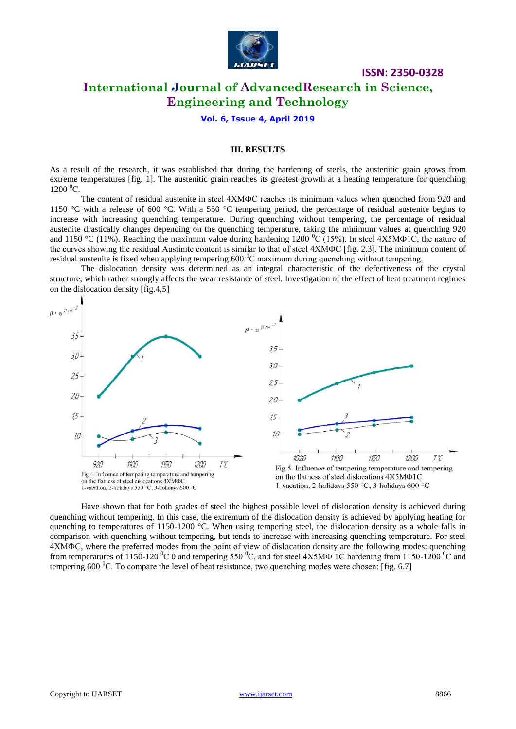### III. RESULTS

As a result of the research, it was established that during the hardening of steels, the austenitic grain grows from extreme temperatures [fig. 1]. The austenitic grain reaches its greatest growth at a heating temperature for quenching 1200 $^0$C.

The content of residual austenite in steel 4ХМФС reaches its minimum values when quenched from 920 and 1150 °C with a release of 600 °C. With a 550 °C tempering period, the percentage of residual austenite begins to increase with increasing quenching temperature. During quenching without tempering, the percentage of residual austenite drastically changes depending on the quenching temperature, taking the minimum values at quenching 920 and 1150 °C (11%). Reaching the maximum value during hardening 1200 $^0$C (15%). In steel 4Х5МФ1С, the nature of the curves showing the residual Austinite content is similar to that of steel 4ХМФС [fig. 2.3]. The minimum content of residual austenite is fixed when applying tempering 600 $^0$C maximum during quenching without tempering.

The dislocation density was determined as an integral characteristic of the defectiveness of the crystal structure, which rather strongly affects the wear resistance of steel. Investigation of the effect of heat treatment regimes on the dislocation density [fig.4,5]

Fig.4. Influence of tempering temperature and tempering on the flatness of steel dislocations 4ХМФС
1-vacation, 2-holidays 550 °C, 3-holidays 600 °C

Fig.5. Influence of tempering temperature and tempering on the flatness of steel dislocations 4Х5МФ1С
1-vacation, 2-holidays 550 °C, 3-holidays 600 °C

Have shown that for both grades of steel the highest possible level of dislocation density is achieved during quenching without tempering. In this case, the extremum of the dislocation density is achieved by applying heating for quenching to temperatures of 1150-1200 °C. When using tempering steel, the dislocation density as a whole falls in comparison with quenching without tempering, but tends to increase with increasing quenching temperature. For steel 4ХМФС, where the preferred modes from the point of view of dislocation density are the following modes: quenching from temperatures of 1150-120 $^0$C 0 and tempering 550 $^0$C, and for steel 4Х5МФ 1С hardening from 1150-1200 $^0$C and tempering 600 $^0$C. To compare the level of heat resistance, two quenching modes were chosen: [fig. 6.7]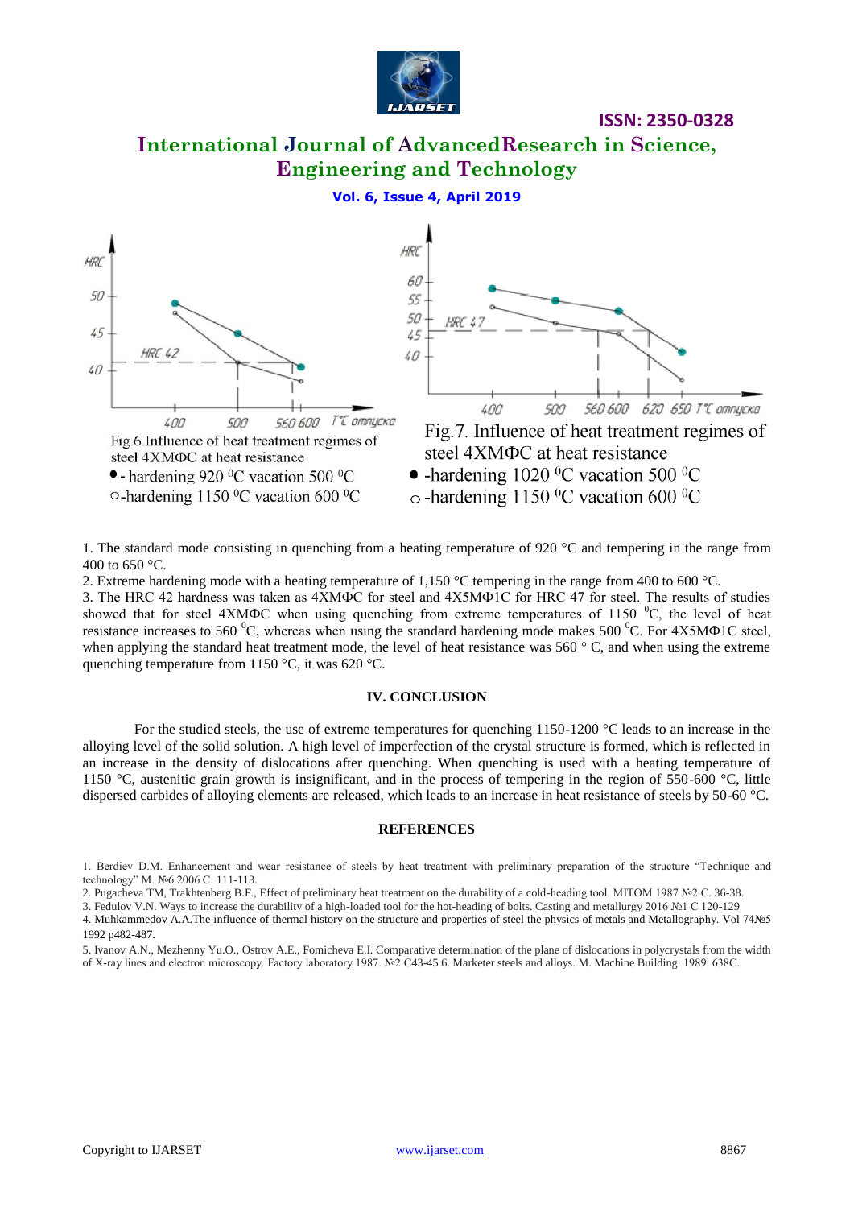HRC

50

45

HRC 42

40

400 500 560 600 T°C отпуска

Fig.6.Influence of heat treatment regimes of steel 4XMΦC at heat resistance

- hardening 920 $^{0}$C vacation 500 $^{0}$C

○-hardening 1150 $^{0}$C vacation 600 $^{0}$C

HRC

60

55

50

HRC 47

45

40

400 500 560 600 620 650 T°C отпуска

Fig.7. Influence of heat treatment regimes of steel 4XMΦC at heat resistance

● -hardening 1020 $^{0}$C vacation 500 $^{0}$C

○ -hardening 1150 $^{0}$C vacation 600 $^{0}$C

1. The standard mode consisting in quenching from a heating temperature of 920 °C and tempering in the range from 400 to 650 °C.
2. Extreme hardening mode with a heating temperature of 1,150 °C tempering in the range from 400 to 600 °C.
3. The HRC 42 hardness was taken as 4XMΦC for steel and 4X5MΦ1C for HRC 47 for steel. The results of studies showed that for steel 4XMΦC when using quenching from extreme temperatures of 1150 $^{0}$C, the level of heat resistance increases to 560 $^{0}$C, whereas when using the standard hardening mode makes 500 $^{0}$C. For 4X5MΦ1C steel, when applying the standard heat treatment mode, the level of heat resistance was 560 ° C, and when using the extreme quenching temperature from 1150 °C, it was 620 °C.

## IV. CONCLUSION

For the studied steels, the use of extreme temperatures for quenching 1150-1200 °C leads to an increase in the alloying level of the solid solution. A high level of imperfection of the crystal structure is formed, which is reflected in an increase in the density of dislocations after quenching. When quenching is used with a heating temperature of 1150 °C, austenitic grain growth is insignificant, and in the process of tempering in the region of 550-600 °C, little dispersed carbides of alloying elements are released, which leads to an increase in heat resistance of steels by 50-60 °C.

## REFERENCES

1. Berdiev D.M. Enhancement and wear resistance of steels by heat treatment with preliminary preparation of the structure "Technique and technology" M. №6 2006 C. 111-113.
2. Pugacheva TM, Trakhtenberg B.F., Effect of preliminary heat treatment on the durability of a cold-heading tool. MITOM 1987 №2 C. 36-38.
3. Fedulov V.N. Ways to increase the durability of a high-loaded tool for the hot-heading of bolts. Casting and metallurgy 2016 №1 C 120-129
4. Muhkammedov A.A.The influence of thermal history on the structure and properties of steel the physics of metals and Metallography. Vol 74№5 1992 p482-487.
5. Ivanov A.N., Mezhenny Yu.O., Ostrov A.E., Fomicheva E.I. Comparative determination of the plane of dislocations in polycrystals from the width of X-ray lines and electron microscopy. Factory laboratory 1987. №2 C43-45 6. Marketer steels and alloys. M. Machine Building. 1989. 638C.